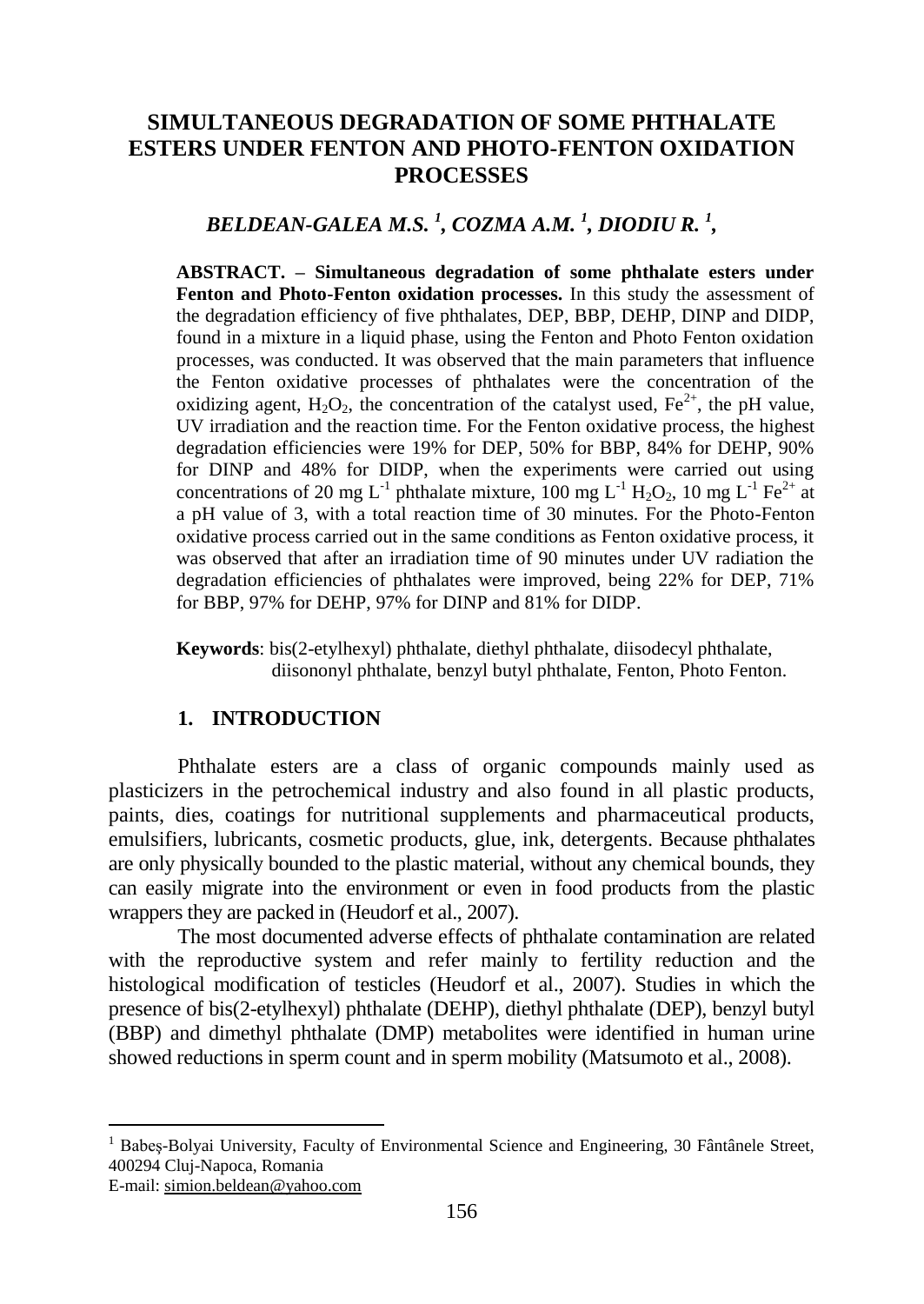# SIMULTANEOUS DEGRADATION OF SOME PHTHALATE ESTERS UNDER FENTON AND PHOTO-FENTON OXIDATION PROCESSES

## *BELDEAN-GALEA M.S.* [1], *COZMA A.M.* [1], *DIODIU R.* [1],

**ABSTRACT. – Simultaneous degradation of some phthalate esters under Fenton and Photo-Fenton oxidation processes.** In this study the assessment of the degradation efficiency of five phthalates, DEP, BBP, DEHP, DINP and DIDP, found in a mixture in a liquid phase, using the Fenton and Photo Fenton oxidation processes, was conducted. It was observed that the main parameters that influence the Fenton oxidative processes of phthalates were the concentration of the oxidizing agent, $H_2O_2$, the concentration of the catalyst used, $Fe^{2+}$, the pH value, UV irradiation and the reaction time. For the Fenton oxidative process, the highest degradation efficiencies were 19% for DEP, 50% for BBP, 84% for DEHP, 90% for DINP and 48% for DIDP, when the experiments were carried out using concentrations of 20 mg $L^{-1}$ phthalate mixture, 100 mg $L^{-1}$ $H_2O_2$, 10 mg $L^{-1}$ $Fe^{2+}$ at a pH value of 3, with a total reaction time of 30 minutes. For the Photo-Fenton oxidative process carried out in the same conditions as Fenton oxidative process, it was observed that after an irradiation time of 90 minutes under UV radiation the degradation efficiencies of phthalates were improved, being 22% for DEP, 71% for BBP, 97% for DEHP, 97% for DINP and 81% for DIDP.

**Keywords**: bis(2-etylhexyl) phthalate, diethyl phthalate, diisodecyl phthalate, diisononyl phthalate, benzyl butyl phthalate, Fenton, Photo Fenton.

## 1. INTRODUCTION

Phthalate esters are a class of organic compounds mainly used as plasticizers in the petrochemical industry and also found in all plastic products, paints, dies, coatings for nutritional supplements and pharmaceutical products, emulsifiers, lubricants, cosmetic products, glue, ink, detergents. Because phthalates are only physically bounded to the plastic material, without any chemical bounds, they can easily migrate into the environment or even in food products from the plastic wrappers they are packed in (Heudorf et al., 2007).

The most documented adverse effects of phthalate contamination are related with the reproductive system and refer mainly to fertility reduction and the histological modification of testicles (Heudorf et al., 2007). Studies in which the presence of bis(2-etylhexyl) phthalate (DEHP), diethyl phthalate (DEP), benzyl butyl (BBP) and dimethyl phthalate (DMP) metabolites were identified in human urine showed reductions in sperm count and in sperm mobility (Matsumoto et al., 2008).

---

[1] Babeş-Bolyai University, Faculty of Environmental Science and Engineering, 30 Fântânele Street, 400294 Cluj-Napoca, Romania
E-mail: simion.beldean@yahoo.com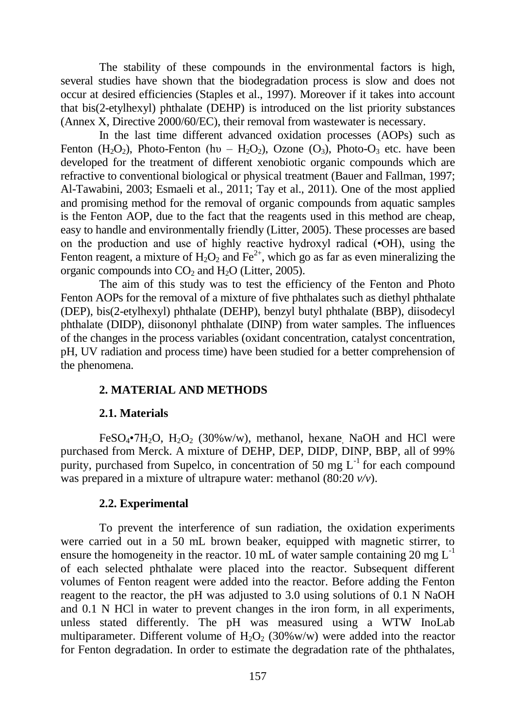The stability of these compounds in the environmental factors is high, several studies have shown that the biodegradation process is slow and does not occur at desired efficiencies (Staples et al., 1997). Moreover if it takes into account that bis(2-etylhexyl) phthalate (DEHP) is introduced on the list priority substances (Annex X, Directive 2000/60/EC), their removal from wastewater is necessary.

In the last time different advanced oxidation processes (AOPs) such as Fenton ($H_2O_2$), Photo-Fenton (hυ – $H_2O_2$), Ozone ($O_3$), Photo-$O_3$ etc. have been developed for the treatment of different xenobiotic organic compounds which are refractive to conventional biological or physical treatment (Bauer and Fallman, 1997; Al-Tawabini, 2003; Esmaeli et al., 2011; Tay et al., 2011). One of the most applied and promising method for the removal of organic compounds from aquatic samples is the Fenton AOP, due to the fact that the reagents used in this method are cheap, easy to handle and environmentally friendly (Litter, 2005). These processes are based on the production and use of highly reactive hydroxyl radical (•OH), using the Fenton reagent, a mixture of $H_2O_2$ and $Fe^{2+}$, which go as far as even mineralizing the organic compounds into $CO_2$ and $H_2O$ (Litter, 2005).

The aim of this study was to test the efficiency of the Fenton and Photo Fenton AOPs for the removal of a mixture of five phthalates such as diethyl phthalate (DEP), bis(2-etylhexyl) phthalate (DEHP), benzyl butyl phthalate (BBP), diisodecyl phthalate (DIDP), diisononyl phthalate (DINP) from water samples. The influences of the changes in the process variables (oxidant concentration, catalyst concentration, pH, UV radiation and process time) have been studied for a better comprehension of the phenomena.

## 2. MATERIAL AND METHODS

### 2.1. Materials

$FeSO_4 \cdot 7H_2O$, $H_2O_2$ (30%w/w), methanol, hexane, NaOH and HCl were purchased from Merck. A mixture of DEHP, DEP, DIDP, DINP, BBP, all of 99% purity, purchased from Supelco, in concentration of 50 mg $L^{-1}$ for each compound was prepared in a mixture of ultrapure water: methanol (80:20 *v/v*).

### 2.2. Experimental

To prevent the interference of sun radiation, the oxidation experiments were carried out in a 50 mL brown beaker, equipped with magnetic stirrer, to ensure the homogeneity in the reactor. 10 mL of water sample containing 20 mg $L^{-1}$ of each selected phthalate were placed into the reactor. Subsequent different volumes of Fenton reagent were added into the reactor. Before adding the Fenton reagent to the reactor, the pH was adjusted to 3.0 using solutions of 0.1 N NaOH and 0.1 N HCl in water to prevent changes in the iron form, in all experiments, unless stated differently. The pH was measured using a WTW InoLab multiparameter. Different volume of $H_2O_2$ (30%w/w) were added into the reactor for Fenton degradation. In order to estimate the degradation rate of the phthalates,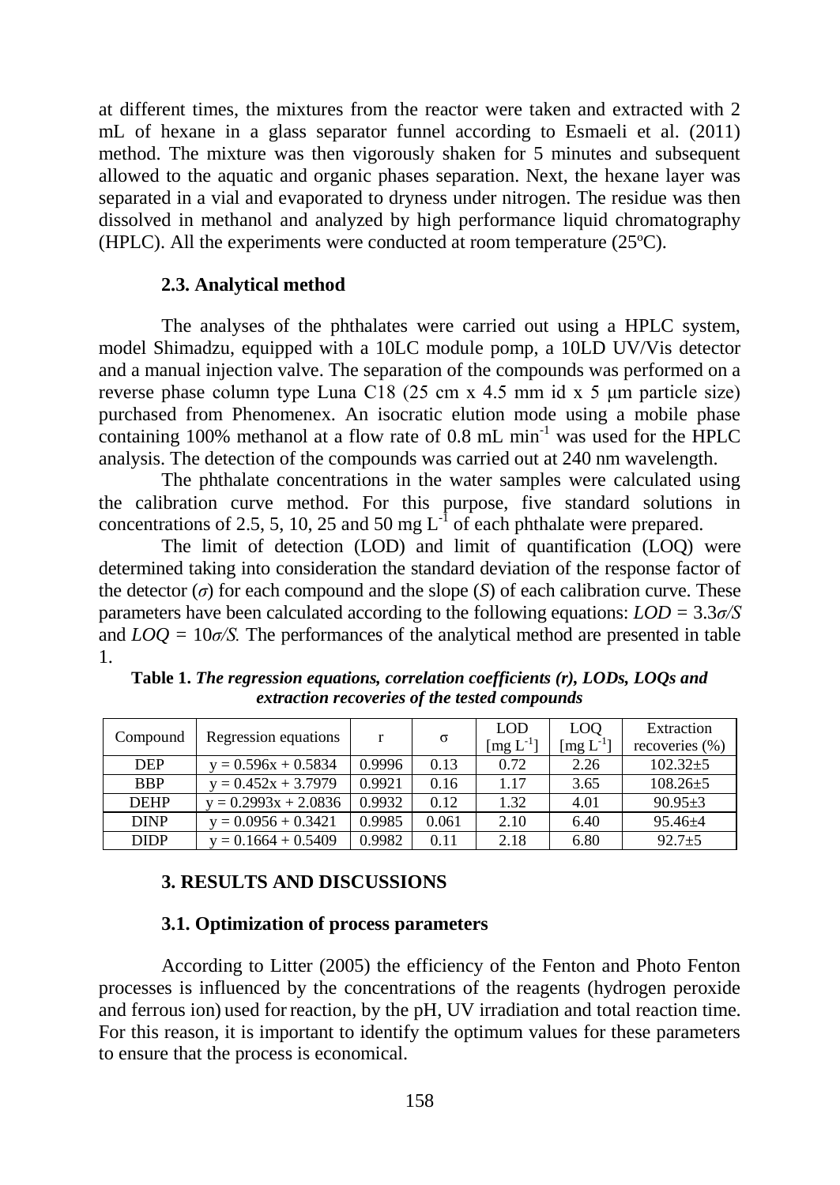at different times, the mixtures from the reactor were taken and extracted with 2 mL of hexane in a glass separator funnel according to Esmaeli et al. (2011) method. The mixture was then vigorously shaken for 5 minutes and subsequent allowed to the aquatic and organic phases separation. Next, the hexane layer was separated in a vial and evaporated to dryness under nitrogen. The residue was then dissolved in methanol and analyzed by high performance liquid chromatography (HPLC). All the experiments were conducted at room temperature (25ºC).

### 2.3. Analytical method

The analyses of the phthalates were carried out using a HPLC system, model Shimadzu, equipped with a 10LC module pomp, a 10LD UV/Vis detector and a manual injection valve. The separation of the compounds was performed on a reverse phase column type Luna C18 (25 cm x 4.5 mm id x 5 μm particle size) purchased from Phenomenex. An isocratic elution mode using a mobile phase containing 100% methanol at a flow rate of 0.8 mL min$^{-1}$ was used for the HPLC analysis. The detection of the compounds was carried out at 240 nm wavelength.

The phthalate concentrations in the water samples were calculated using the calibration curve method. For this purpose, five standard solutions in concentrations of 2.5, 5, 10, 25 and 50 mg L$^{-1}$ of each phthalate were prepared.

The limit of detection (LOD) and limit of quantification (LOQ) were determined taking into consideration the standard deviation of the response factor of the detector ($\sigma$) for each compound and the slope ($S$) of each calibration curve. These parameters have been calculated according to the following equations: $LOD = 3.3\sigma/S$ and $LOQ = 10\sigma/S$. The performances of the analytical method are presented in table 1.

**Table 1.** ***The regression equations, correlation coefficients (r), LODs, LOQs and extraction recoveries of the tested compounds***

| Compound | Regression equations | r | σ | LOD [mg L$^{-1}$] | LOQ [mg L$^{-1}$] | Extraction recoveries (%) |
|---|---|---|---|---|---|---|
| DEP | y = 0.596x + 0.5834 | 0.9996 | 0.13 | 0.72 | 2.26 | 102.32±5 |
| BBP | y = 0.452x + 3.7979 | 0.9921 | 0.16 | 1.17 | 3.65 | 108.26±5 |
| DEHP | y = 0.2993x + 2.0836 | 0.9932 | 0.12 | 1.32 | 4.01 | 90.95±3 |
| DINP | y = 0.0956 + 0.3421 | 0.9985 | 0.061 | 2.10 | 6.40 | 95.46±4 |
| DIDP | y = 0.1664 + 0.5409 | 0.9982 | 0.11 | 2.18 | 6.80 | 92.7±5 |

## 3. RESULTS AND DISCUSSIONS

### 3.1. Optimization of process parameters

According to Litter (2005) the efficiency of the Fenton and Photo Fenton processes is influenced by the concentrations of the reagents (hydrogen peroxide and ferrous ion) used for reaction, by the pH, UV irradiation and total reaction time. For this reason, it is important to identify the optimum values for these parameters to ensure that the process is economical.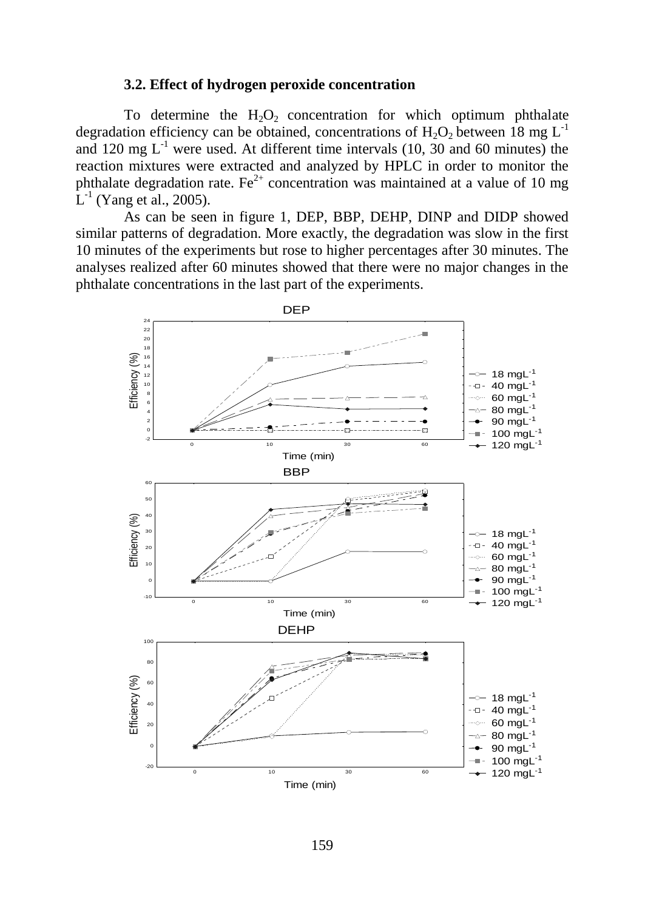### 3.2. Effect of hydrogen peroxide concentration

To determine the $H_2O_2$ concentration for which optimum phthalate degradation efficiency can be obtained, concentrations of $H_2O_2$ between 18 mg $L^{-1}$ and 120 mg $L^{-1}$ were used. At different time intervals (10, 30 and 60 minutes) the reaction mixtures were extracted and analyzed by HPLC in order to monitor the phthalate degradation rate. $Fe^{2+}$ concentration was maintained at a value of 10 mg $L^{-1}$ (Yang et al., 2005).

As can be seen in figure 1, DEP, BBP, DEHP, DINP and DIDP showed similar patterns of degradation. More exactly, the degradation was slow in the first 10 minutes of the experiments but rose to higher percentages after 30 minutes. The analyses realized after 60 minutes showed that there were no major changes in the phthalate concentrations in the last part of the experiments.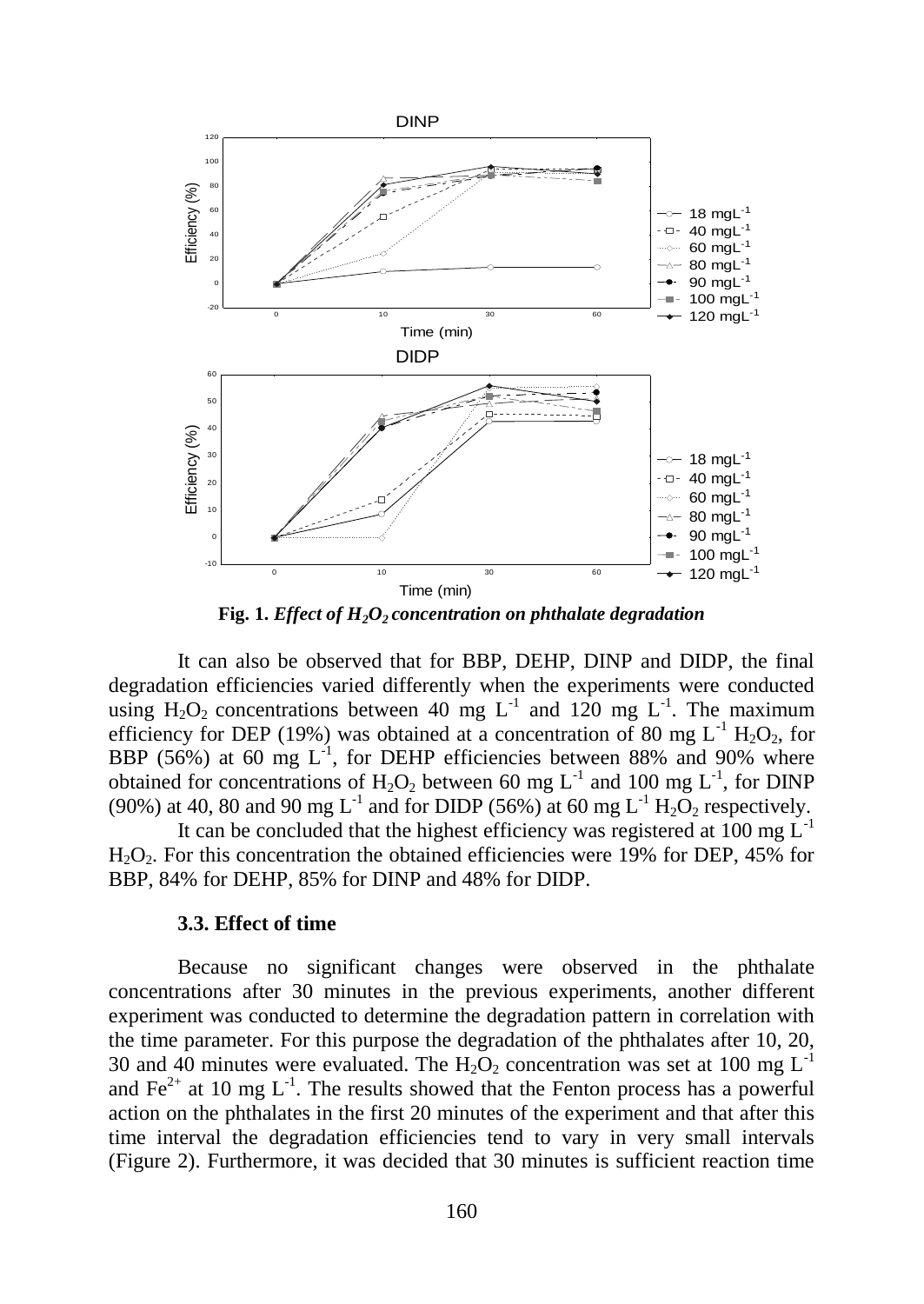**Fig. 1.** ***Effect of $H_2O_2$ concentration on phthalate degradation***

It can also be observed that for BBP, DEHP, DINP and DIDP, the final degradation efficiencies varied differently when the experiments were conducted using $H_2O_2$ concentrations between 40 mg $L^{-1}$ and 120 mg $L^{-1}$. The maximum efficiency for DEP (19%) was obtained at a concentration of 80 mg $L^{-1}$ $H_2O_2$, for BBP (56%) at 60 mg $L^{-1}$, for DEHP efficiencies between 88% and 90% where obtained for concentrations of $H_2O_2$ between 60 mg $L^{-1}$ and 100 mg $L^{-1}$, for DINP (90%) at 40, 80 and 90 mg $L^{-1}$ and for DIDP (56%) at 60 mg $L^{-1}$ $H_2O_2$ respectively.

It can be concluded that the highest efficiency was registered at 100 mg $L^{-1}$ $H_2O_2$. For this concentration the obtained efficiencies were 19% for DEP, 45% for BBP, 84% for DEHP, 85% for DINP and 48% for DIDP.

### 3.3. Effect of time

Because no significant changes were observed in the phthalate concentrations after 30 minutes in the previous experiments, another different experiment was conducted to determine the degradation pattern in correlation with the time parameter. For this purpose the degradation of the phthalates after 10, 20, 30 and 40 minutes were evaluated. The $H_2O_2$ concentration was set at 100 mg $L^{-1}$ and $Fe^{2+}$ at 10 mg $L^{-1}$. The results showed that the Fenton process has a powerful action on the phthalates in the first 20 minutes of the experiment and that after this time interval the degradation efficiencies tend to vary in very small intervals (Figure 2). Furthermore, it was decided that 30 minutes is sufficient reaction time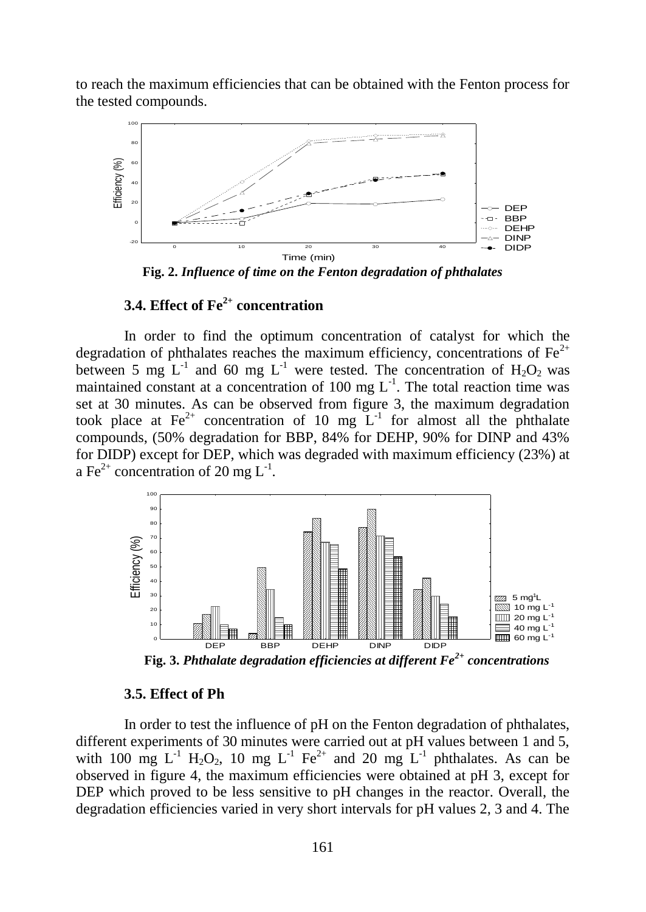to reach the maximum efficiencies that can be obtained with the Fenton process for the tested compounds.

**Fig. 2.** ***Influence of time on the Fenton degradation of phthalates***

### 3.4. Effect of $Fe^{2+}$ concentration

In order to find the optimum concentration of catalyst for which the degradation of phthalates reaches the maximum efficiency, concentrations of $Fe^{2+}$ between 5 mg $L^{-1}$ and 60 mg $L^{-1}$ were tested. The concentration of $H_2O_2$ was maintained constant at a concentration of 100 mg $L^{-1}$. The total reaction time was set at 30 minutes. As can be observed from figure 3, the maximum degradation took place at $Fe^{2+}$ concentration of 10 mg $L^{-1}$ for almost all the phthalate compounds, (50% degradation for BBP, 84% for DEHP, 90% for DINP and 43% for DIDP) except for DEP, which was degraded with maximum efficiency (23%) at a $Fe^{2+}$ concentration of 20 mg $L^{-1}$.

**Fig. 3.** ***Phthalate degradation efficiencies at different $Fe^{2+}$ concentrations***

### 3.5. Effect of Ph

In order to test the influence of pH on the Fenton degradation of phthalates, different experiments of 30 minutes were carried out at pH values between 1 and 5, with 100 mg $L^{-1}$ $H_2O_2$, 10 mg $L^{-1}$ $Fe^{2+}$ and 20 mg $L^{-1}$ phthalates. As can be observed in figure 4, the maximum efficiencies were obtained at pH 3, except for DEP which proved to be less sensitive to pH changes in the reactor. Overall, the degradation efficiencies varied in very short intervals for pH values 2, 3 and 4. The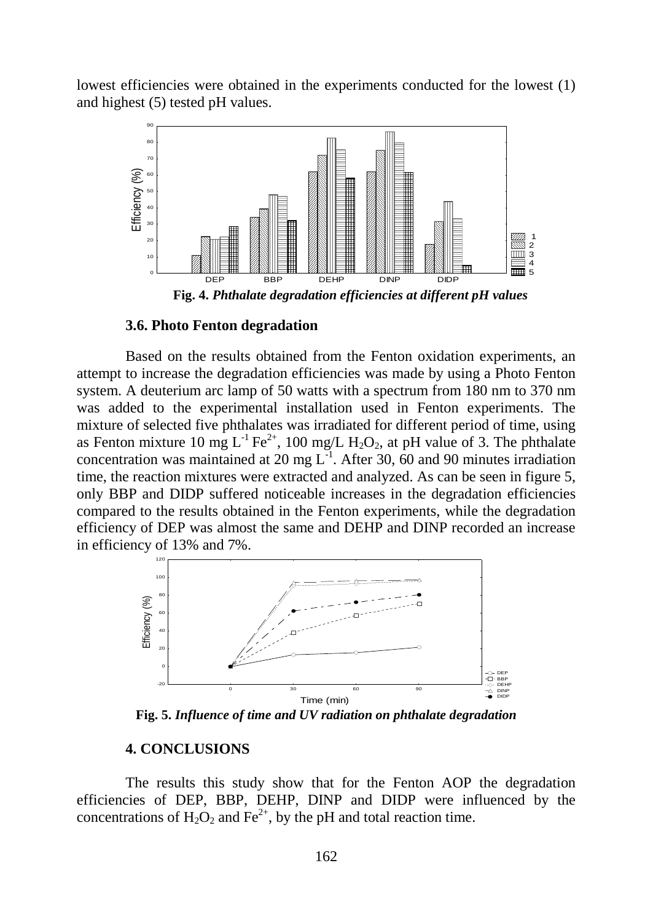lowest efficiencies were obtained in the experiments conducted for the lowest (1) and highest (5) tested pH values.

**Fig. 4.** ***Phthalate degradation efficiencies at different pH values***

### 3.6. Photo Fenton degradation

Based on the results obtained from the Fenton oxidation experiments, an attempt to increase the degradation efficiencies was made by using a Photo Fenton system. A deuterium arc lamp of 50 watts with a spectrum from 180 nm to 370 nm was added to the experimental installation used in Fenton experiments. The mixture of selected five phthalates was irradiated for different period of time, using as Fenton mixture 10 mg $L^{-1}$ $Fe^{2+}$, 100 mg/L $H_2O_2$, at pH value of 3. The phthalate concentration was maintained at 20 mg $L^{-1}$. After 30, 60 and 90 minutes irradiation time, the reaction mixtures were extracted and analyzed. As can be seen in figure 5, only BBP and DIDP suffered noticeable increases in the degradation efficiencies compared to the results obtained in the Fenton experiments, while the degradation efficiency of DEP was almost the same and DEHP and DINP recorded an increase in efficiency of 13% and 7%.

**Fig. 5.** ***Influence of time and UV radiation on phthalate degradation***

### 4. CONCLUSIONS

The results this study show that for the Fenton AOP the degradation efficiencies of DEP, BBP, DEHP, DINP and DIDP were influenced by the concentrations of $H_2O_2$ and $Fe^{2+}$, by the pH and total reaction time.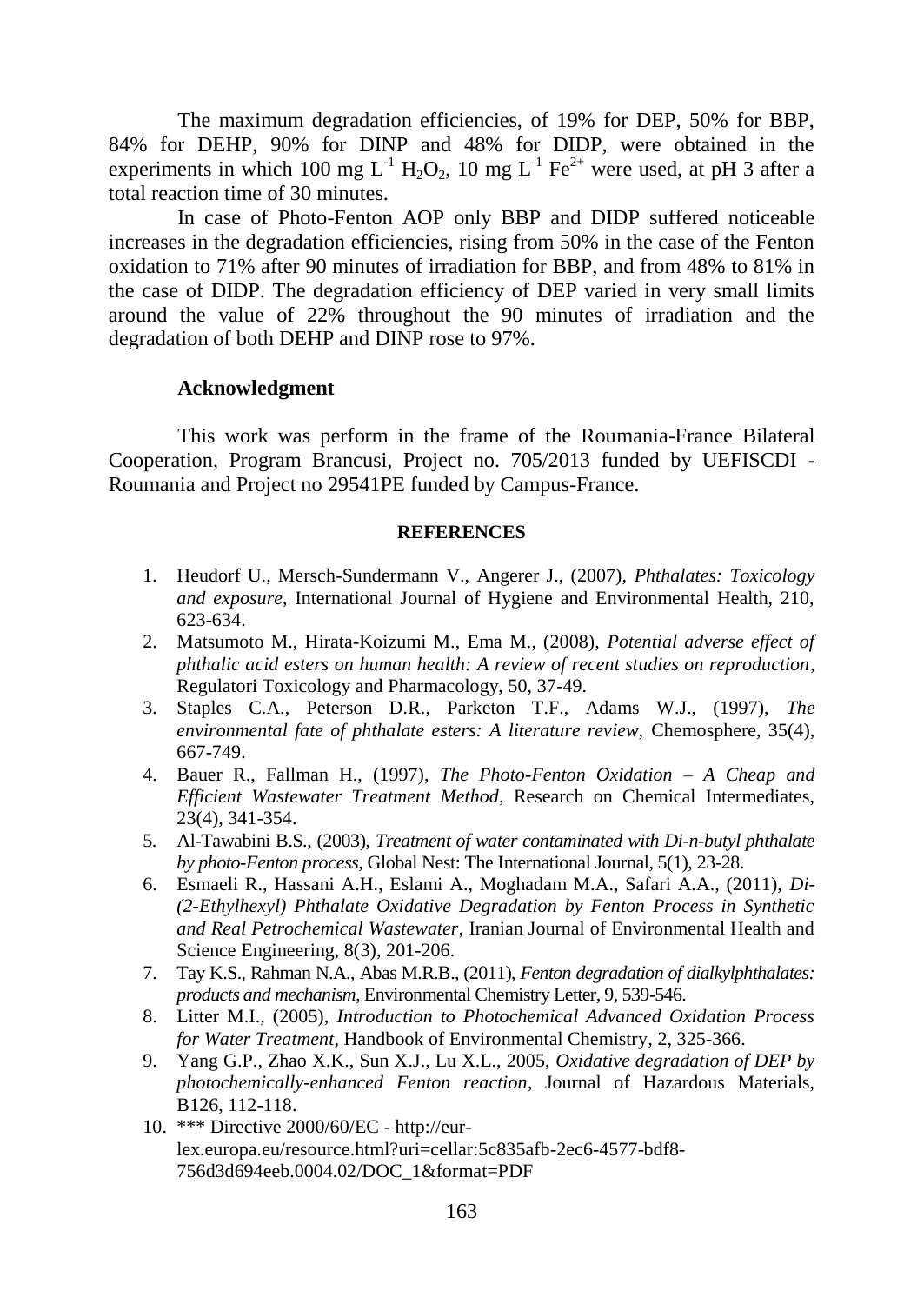The maximum degradation efficiencies, of 19% for DEP, 50% for BBP, 84% for DEHP, 90% for DINP and 48% for DIDP, were obtained in the experiments in which 100 mg $L^{-1}$ $H_2O_2$, 10 mg $L^{-1}$ $Fe^{2+}$ were used, at pH 3 after a total reaction time of 30 minutes.

In case of Photo-Fenton AOP only BBP and DIDP suffered noticeable increases in the degradation efficiencies, rising from 50% in the case of the Fenton oxidation to 71% after 90 minutes of irradiation for BBP, and from 48% to 81% in the case of DIDP. The degradation efficiency of DEP varied in very small limits around the value of 22% throughout the 90 minutes of irradiation and the degradation of both DEHP and DINP rose to 97%.

### Acknowledgment

This work was perform in the frame of the Roumania-France Bilateral Cooperation, Program Brancusi, Project no. 705/2013 funded by UEFISCDI - Roumania and Project no 29541PE funded by Campus-France.

## REFERENCES

1. Heudorf U., Mersch-Sundermann V., Angerer J., (2007), *Phthalates: Toxicology and exposure*, International Journal of Hygiene and Environmental Health, 210, 623-634.
2. Matsumoto M., Hirata-Koizumi M., Ema M., (2008), *Potential adverse effect of phthalic acid esters on human health: A review of recent studies on reproduction*, Regulatori Toxicology and Pharmacology, 50, 37-49.
3. Staples C.A., Peterson D.R., Parketon T.F., Adams W.J., (1997), *The environmental fate of phthalate esters: A literature review*, Chemosphere, 35(4), 667-749.
4. Bauer R., Fallman H., (1997), *The Photo-Fenton Oxidation – A Cheap and Efficient Wastewater Treatment Method*, Research on Chemical Intermediates, 23(4), 341-354.
5. Al-Tawabini B.S., (2003), *Treatment of water contaminated with Di-n-butyl phthalate by photo-Fenton process*, Global Nest: The International Journal, 5(1), 23-28.
6. Esmaeli R., Hassani A.H., Eslami A., Moghadam M.A., Safari A.A., (2011), *Di-(2-Ethylhexyl) Phthalate Oxidative Degradation by Fenton Process in Synthetic and Real Petrochemical Wastewater*, Iranian Journal of Environmental Health and Science Engineering, 8(3), 201-206.
7. Tay K.S., Rahman N.A., Abas M.R.B., (2011), *Fenton degradation of dialkylphthalates: products and mechanism*, Environmental Chemistry Letter, 9, 539-546.
8. Litter M.I., (2005), *Introduction to Photochemical Advanced Oxidation Process for Water Treatment*, Handbook of Environmental Chemistry, 2, 325-366.
9. Yang G.P., Zhao X.K., Sun X.J., Lu X.L., 2005, *Oxidative degradation of DEP by photochemically-enhanced Fenton reaction*, Journal of Hazardous Materials, B126, 112-118.
10. *** Directive 2000/60/EC - http://eur-lex.europa.eu/resource.html?uri=cellar:5c835afb-2ec6-4577-bdf8-756d3d694eeb.0004.02/DOC_1&format=PDF